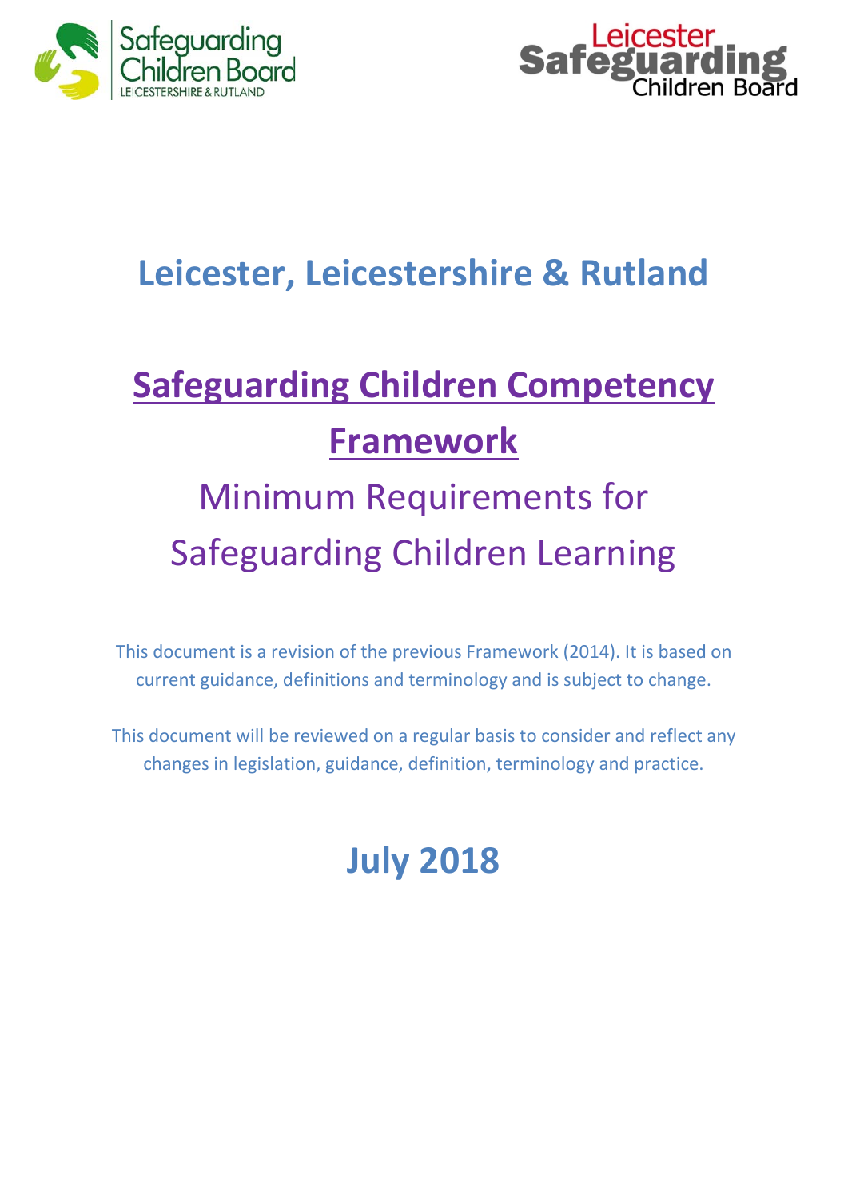Safeguarding Children Board LEICESTERSHIRE & RUTLAND

Leicester Safeguarding Children Board

# Leicester, Leicestershire & Rutland

# Safeguarding Children Competency Framework

## Minimum Requirements for Safeguarding Children Learning

This document is a revision of the previous Framework (2014). It is based on current guidance, definitions and terminology and is subject to change.

This document will be reviewed on a regular basis to consider and reflect any changes in legislation, guidance, definition, terminology and practice.

## July 2018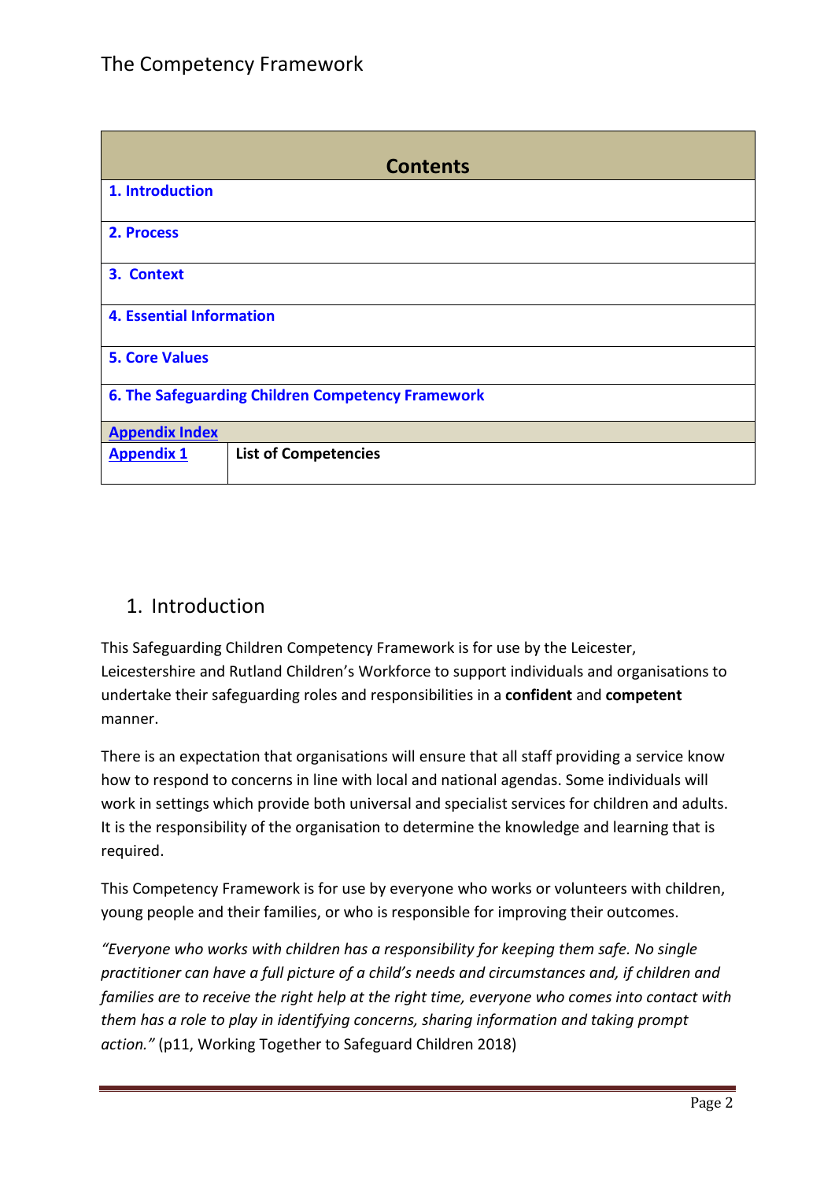| Contents | |
|---|---|
| **1. Introduction** | |
| **2. Process** | |
| **3. Context** | |
| **4. Essential Information** | |
| **5. Core Values** | |
| **6. The Safeguarding Children Competency Framework** | |
| **Appendix Index** | |
| **Appendix 1** | **List of Competencies** |

## 1. Introduction

This Safeguarding Children Competency Framework is for use by the Leicester, Leicestershire and Rutland Children's Workforce to support individuals and organisations to undertake their safeguarding roles and responsibilities in a **confident** and **competent** manner.

There is an expectation that organisations will ensure that all staff providing a service know how to respond to concerns in line with local and national agendas. Some individuals will work in settings which provide both universal and specialist services for children and adults. It is the responsibility of the organisation to determine the knowledge and learning that is required.

This Competency Framework is for use by everyone who works or volunteers with children, young people and their families, or who is responsible for improving their outcomes.

*"Everyone who works with children has a responsibility for keeping them safe. No single practitioner can have a full picture of a child's needs and circumstances and, if children and families are to receive the right help at the right time, everyone who comes into contact with them has a role to play in identifying concerns, sharing information and taking prompt action."* (p11, Working Together to Safeguard Children 2018)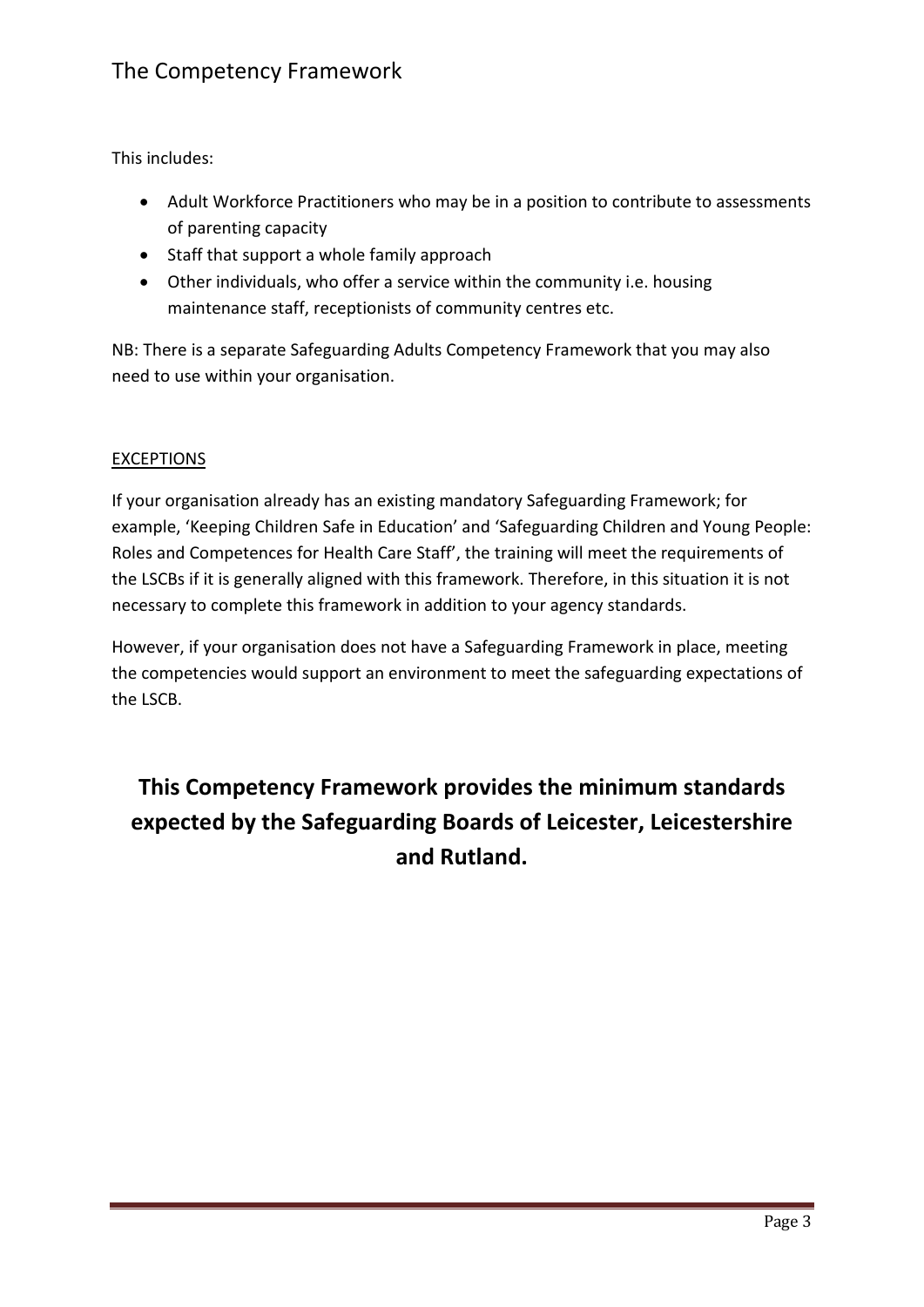This includes:

- Adult Workforce Practitioners who may be in a position to contribute to assessments of parenting capacity
- Staff that support a whole family approach
- Other individuals, who offer a service within the community i.e. housing maintenance staff, receptionists of community centres etc.

NB: There is a separate Safeguarding Adults Competency Framework that you may also need to use within your organisation.

EXCEPTIONS

If your organisation already has an existing mandatory Safeguarding Framework; for example, 'Keeping Children Safe in Education' and 'Safeguarding Children and Young People: Roles and Competences for Health Care Staff', the training will meet the requirements of the LSCBs if it is generally aligned with this framework. Therefore, in this situation it is not necessary to complete this framework in addition to your agency standards.

However, if your organisation does not have a Safeguarding Framework in place, meeting the competencies would support an environment to meet the safeguarding expectations of the LSCB.

**This Competency Framework provides the minimum standards expected by the Safeguarding Boards of Leicester, Leicestershire and Rutland.**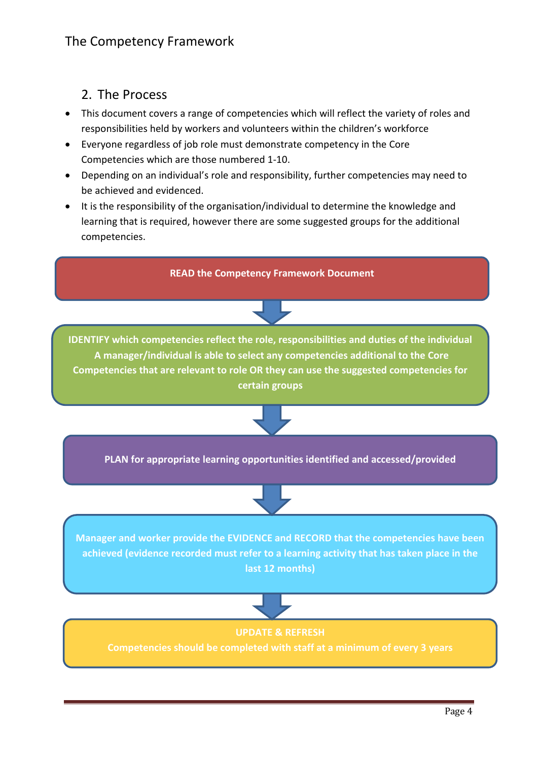## 2. The Process

- This document covers a range of competencies which will reflect the variety of roles and responsibilities held by workers and volunteers within the children's workforce
- Everyone regardless of job role must demonstrate competency in the Core Competencies which are those numbered 1-10.
- Depending on an individual's role and responsibility, further competencies may need to be achieved and evidenced.
- It is the responsibility of the organisation/individual to determine the knowledge and learning that is required, however there are some suggested groups for the additional competencies.

**READ the Competency Framework Document**

↓

**IDENTIFY which competencies reflect the role, responsibilities and duties of the individual**
**A manager/individual is able to select any competencies additional to the Core Competencies that are relevant to role OR they can use the suggested competencies for certain groups**

↓

**PLAN for appropriate learning opportunities identified and accessed/provided**

↓

**Manager and worker provide the EVIDENCE and RECORD that the competencies have been achieved (evidence recorded must refer to a learning activity that has taken place in the last 12 months)**

↓

**UPDATE & REFRESH**
**Competencies should be completed with staff at a minimum of every 3 years**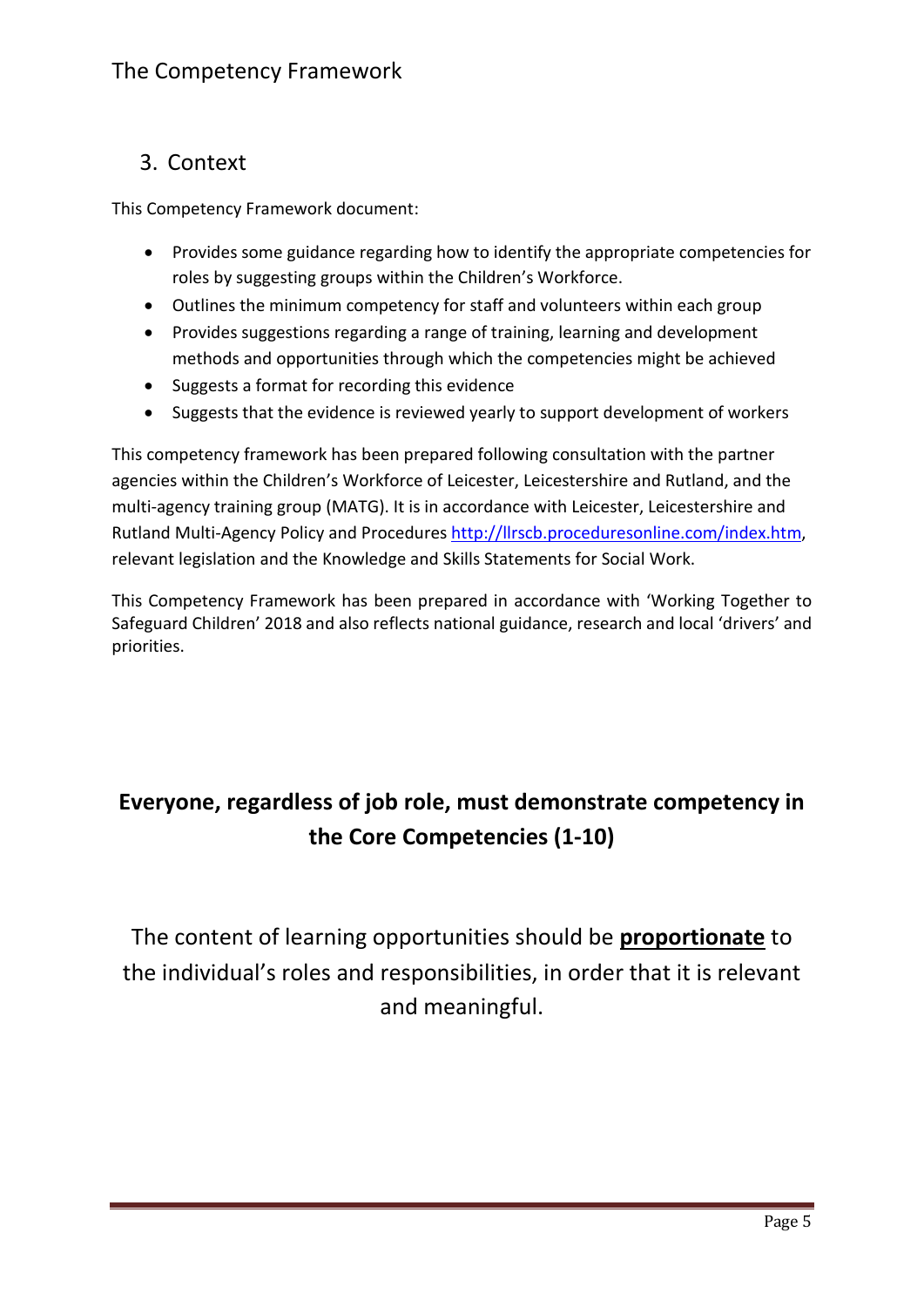## 3. Context

This Competency Framework document:

- Provides some guidance regarding how to identify the appropriate competencies for roles by suggesting groups within the Children's Workforce.
- Outlines the minimum competency for staff and volunteers within each group
- Provides suggestions regarding a range of training, learning and development methods and opportunities through which the competencies might be achieved
- Suggests a format for recording this evidence
- Suggests that the evidence is reviewed yearly to support development of workers

This competency framework has been prepared following consultation with the partner agencies within the Children's Workforce of Leicester, Leicestershire and Rutland, and the multi-agency training group (MATG). It is in accordance with Leicester, Leicestershire and Rutland Multi-Agency Policy and Procedures http://llrscb.proceduresonline.com/index.htm, relevant legislation and the Knowledge and Skills Statements for Social Work.

This Competency Framework has been prepared in accordance with 'Working Together to Safeguard Children' 2018 and also reflects national guidance, research and local 'drivers' and priorities.

**Everyone, regardless of job role, must demonstrate competency in the Core Competencies (1-10)**

The content of learning opportunities should be **proportionate** to the individual's roles and responsibilities, in order that it is relevant and meaningful.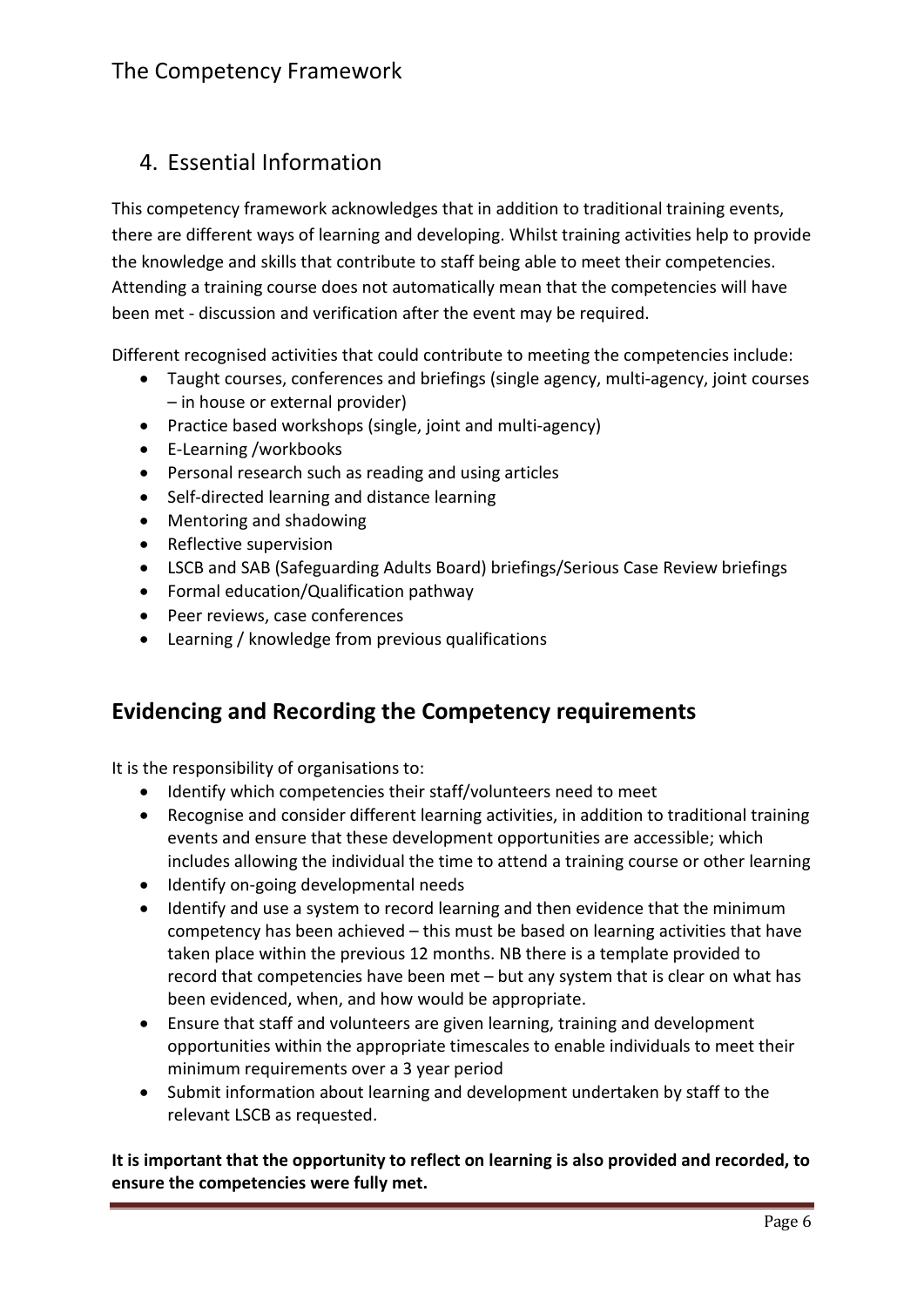## 4. Essential Information

This competency framework acknowledges that in addition to traditional training events, there are different ways of learning and developing. Whilst training activities help to provide the knowledge and skills that contribute to staff being able to meet their competencies. Attending a training course does not automatically mean that the competencies will have been met - discussion and verification after the event may be required.

Different recognised activities that could contribute to meeting the competencies include:

- Taught courses, conferences and briefings (single agency, multi-agency, joint courses – in house or external provider)
- Practice based workshops (single, joint and multi-agency)
- E-Learning /workbooks
- Personal research such as reading and using articles
- Self-directed learning and distance learning
- Mentoring and shadowing
- Reflective supervision
- LSCB and SAB (Safeguarding Adults Board) briefings/Serious Case Review briefings
- Formal education/Qualification pathway
- Peer reviews, case conferences
- Learning / knowledge from previous qualifications

## Evidencing and Recording the Competency requirements

It is the responsibility of organisations to:

- Identify which competencies their staff/volunteers need to meet
- Recognise and consider different learning activities, in addition to traditional training events and ensure that these development opportunities are accessible; which includes allowing the individual the time to attend a training course or other learning
- Identify on-going developmental needs
- Identify and use a system to record learning and then evidence that the minimum competency has been achieved – this must be based on learning activities that have taken place within the previous 12 months. NB there is a template provided to record that competencies have been met – but any system that is clear on what has been evidenced, when, and how would be appropriate.
- Ensure that staff and volunteers are given learning, training and development opportunities within the appropriate timescales to enable individuals to meet their minimum requirements over a 3 year period
- Submit information about learning and development undertaken by staff to the relevant LSCB as requested.

**It is important that the opportunity to reflect on learning is also provided and recorded, to ensure the competencies were fully met.**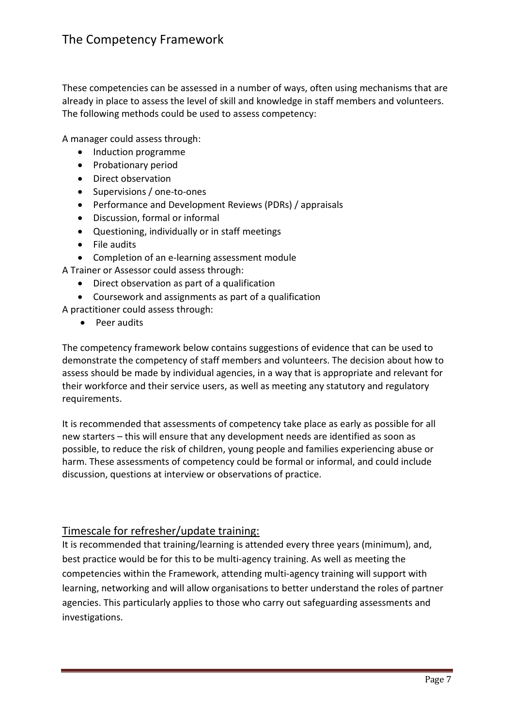# The Competency Framework

These competencies can be assessed in a number of ways, often using mechanisms that are already in place to assess the level of skill and knowledge in staff members and volunteers. The following methods could be used to assess competency:

A manager could assess through:

- Induction programme
- Probationary period
- Direct observation
- Supervisions / one-to-ones
- Performance and Development Reviews (PDRs) / appraisals
- Discussion, formal or informal
- Questioning, individually or in staff meetings
- File audits
- Completion of an e-learning assessment module

A Trainer or Assessor could assess through:

- Direct observation as part of a qualification
- Coursework and assignments as part of a qualification

A practitioner could assess through:

- Peer audits

The competency framework below contains suggestions of evidence that can be used to demonstrate the competency of staff members and volunteers. The decision about how to assess should be made by individual agencies, in a way that is appropriate and relevant for their workforce and their service users, as well as meeting any statutory and regulatory requirements.

It is recommended that assessments of competency take place as early as possible for all new starters – this will ensure that any development needs are identified as soon as possible, to reduce the risk of children, young people and families experiencing abuse or harm. These assessments of competency could be formal or informal, and could include discussion, questions at interview or observations of practice.

## Timescale for refresher/update training:

It is recommended that training/learning is attended every three years (minimum), and, best practice would be for this to be multi-agency training. As well as meeting the competencies within the Framework, attending multi-agency training will support with learning, networking and will allow organisations to better understand the roles of partner agencies. This particularly applies to those who carry out safeguarding assessments and investigations.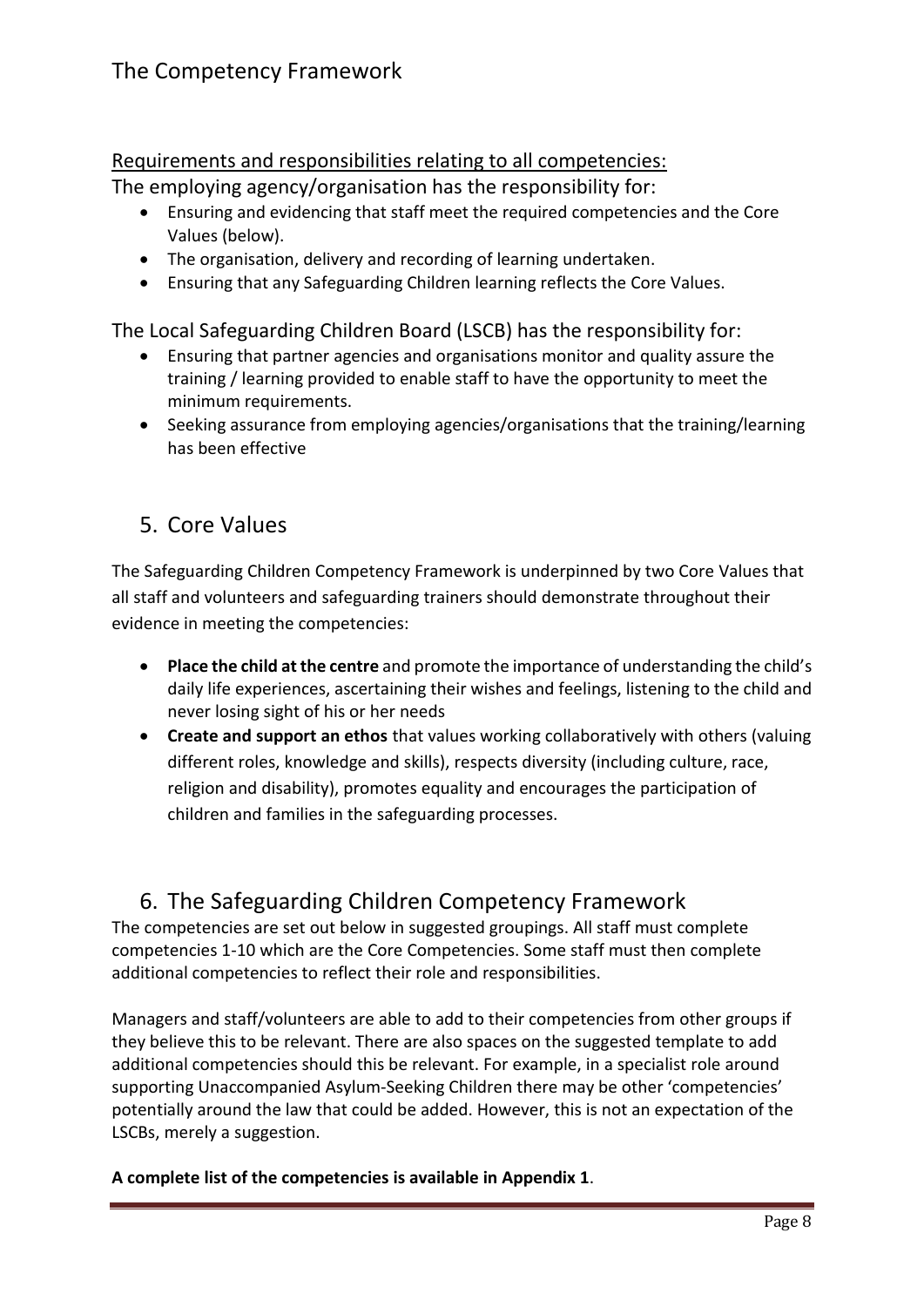Requirements and responsibilities relating to all competencies:

The employing agency/organisation has the responsibility for:

- Ensuring and evidencing that staff meet the required competencies and the Core Values (below).
- The organisation, delivery and recording of learning undertaken.
- Ensuring that any Safeguarding Children learning reflects the Core Values.

The Local Safeguarding Children Board (LSCB) has the responsibility for:

- Ensuring that partner agencies and organisations monitor and quality assure the training / learning provided to enable staff to have the opportunity to meet the minimum requirements.
- Seeking assurance from employing agencies/organisations that the training/learning has been effective

## 5. Core Values

The Safeguarding Children Competency Framework is underpinned by two Core Values that all staff and volunteers and safeguarding trainers should demonstrate throughout their evidence in meeting the competencies:

- **Place the child at the centre** and promote the importance of understanding the child's daily life experiences, ascertaining their wishes and feelings, listening to the child and never losing sight of his or her needs
- **Create and support an ethos** that values working collaboratively with others (valuing different roles, knowledge and skills), respects diversity (including culture, race, religion and disability), promotes equality and encourages the participation of children and families in the safeguarding processes.

## 6. The Safeguarding Children Competency Framework

The competencies are set out below in suggested groupings. All staff must complete competencies 1-10 which are the Core Competencies. Some staff must then complete additional competencies to reflect their role and responsibilities.

Managers and staff/volunteers are able to add to their competencies from other groups if they believe this to be relevant. There are also spaces on the suggested template to add additional competencies should this be relevant. For example, in a specialist role around supporting Unaccompanied Asylum-Seeking Children there may be other 'competencies' potentially around the law that could be added. However, this is not an expectation of the LSCBs, merely a suggestion.

**A complete list of the competencies is available in Appendix 1**.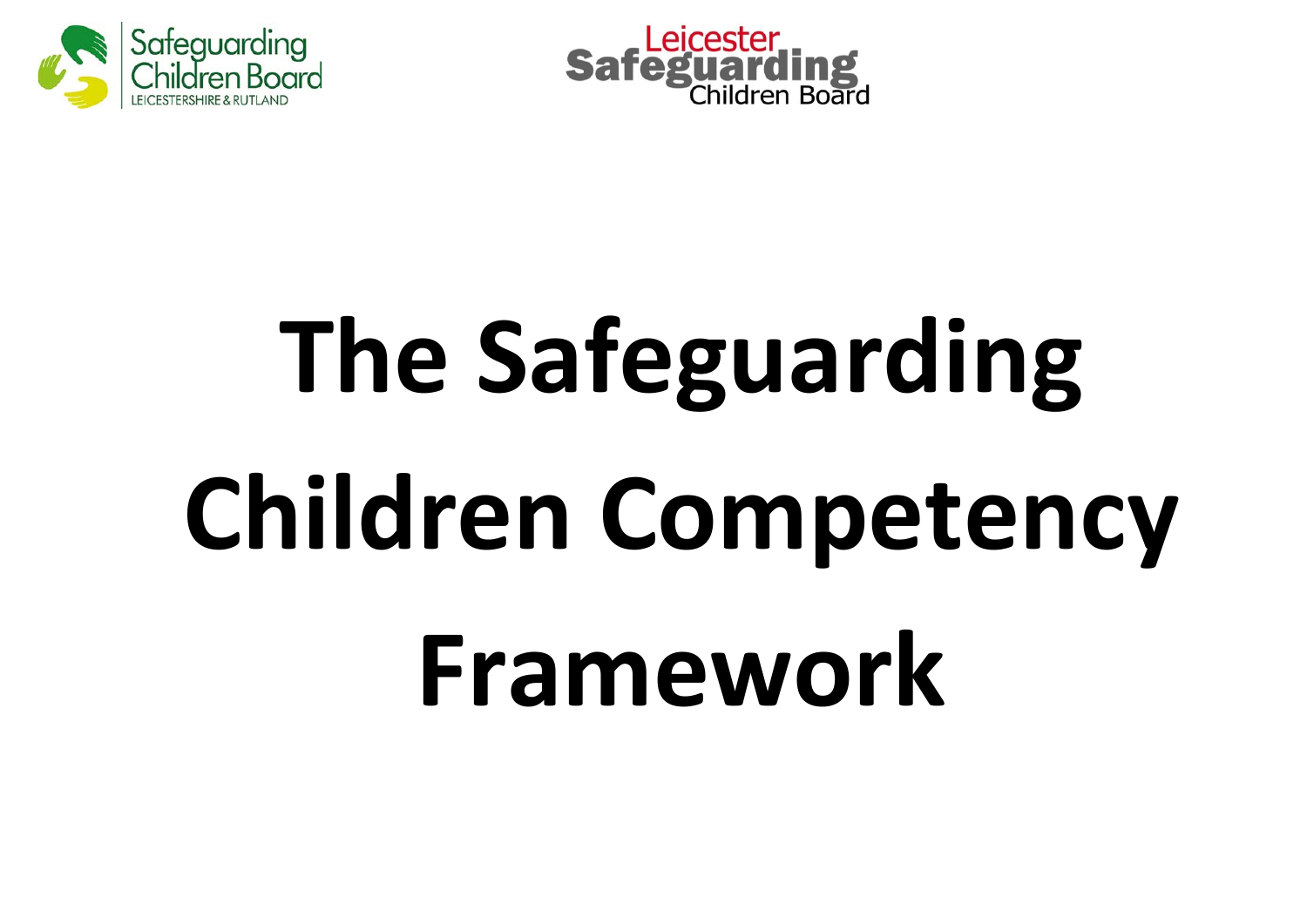Safeguarding Children Board LEICESTERSHIRE & RUTLAND

Leicester Safeguarding Children Board

# The Safeguarding Children Competency Framework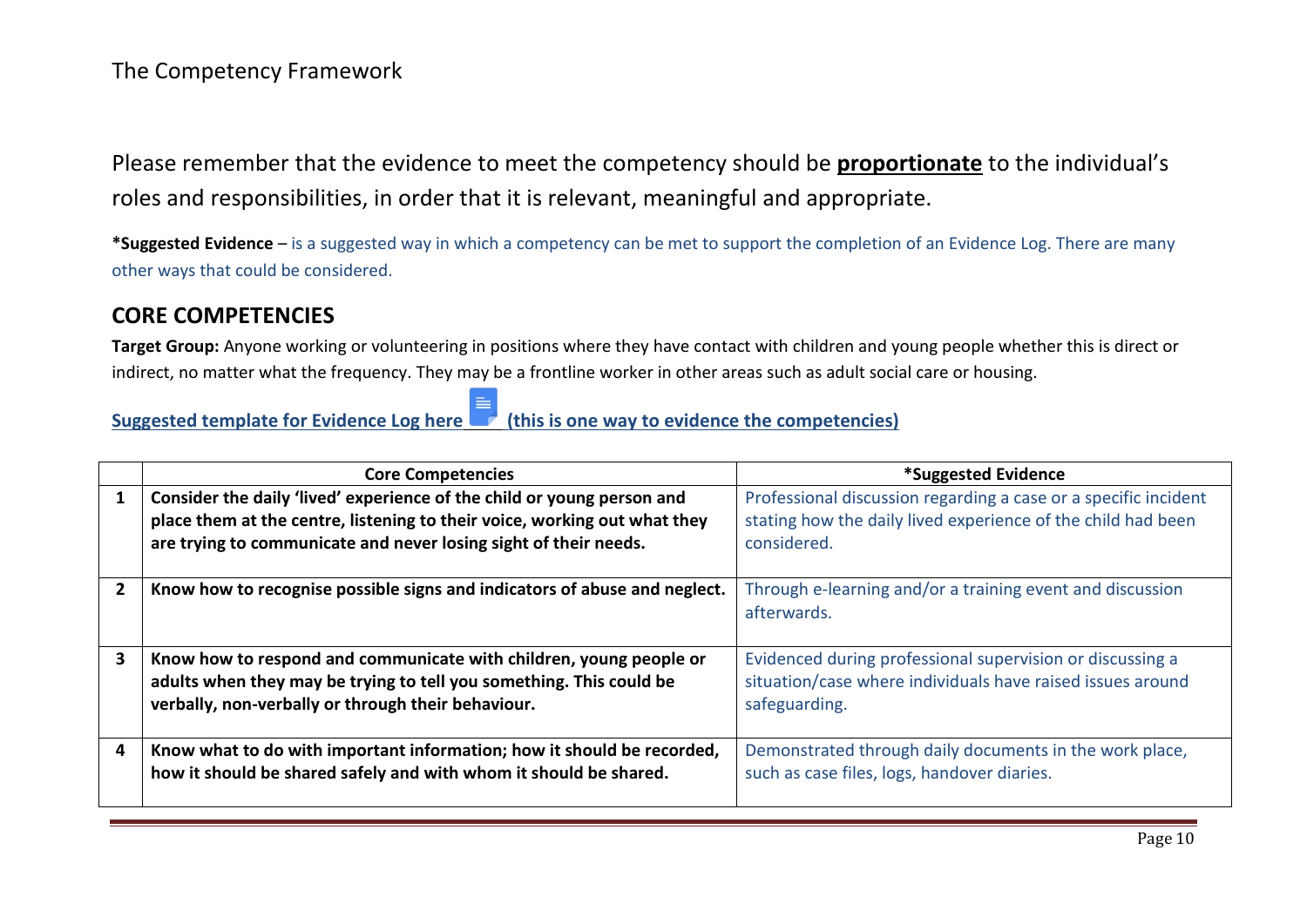The Competency Framework

Please remember that the evidence to meet the competency should be **proportionate** to the individual's roles and responsibilities, in order that it is relevant, meaningful and appropriate.

***Suggested Evidence** – is a suggested way in which a competency can be met to support the completion of an Evidence Log. There are many other ways that could be considered.

## CORE COMPETENCIES

**Target Group:** Anyone working or volunteering in positions where they have contact with children and young people whether this is direct or indirect, no matter what the frequency. They may be a frontline worker in other areas such as adult social care or housing.

**Suggested template for Evidence Log here (this is one way to evidence the competencies)**

| | Core Competencies | *Suggested Evidence |
|---|---|---|
| 1 | **Consider the daily 'lived' experience of the child or young person and place them at the centre, listening to their voice, working out what they are trying to communicate and never losing sight of their needs.** | Professional discussion regarding a case or a specific incident stating how the daily lived experience of the child had been considered. |
| 2 | **Know how to recognise possible signs and indicators of abuse and neglect.** | Through e-learning and/or a training event and discussion afterwards. |
| 3 | **Know how to respond and communicate with children, young people or adults when they may be trying to tell you something. This could be verbally, non-verbally or through their behaviour.** | Evidenced during professional supervision or discussing a situation/case where individuals have raised issues around safeguarding. |
| 4 | **Know what to do with important information; how it should be recorded, how it should be shared safely and with whom it should be shared.** | Demonstrated through daily documents in the work place, such as case files, logs, handover diaries. |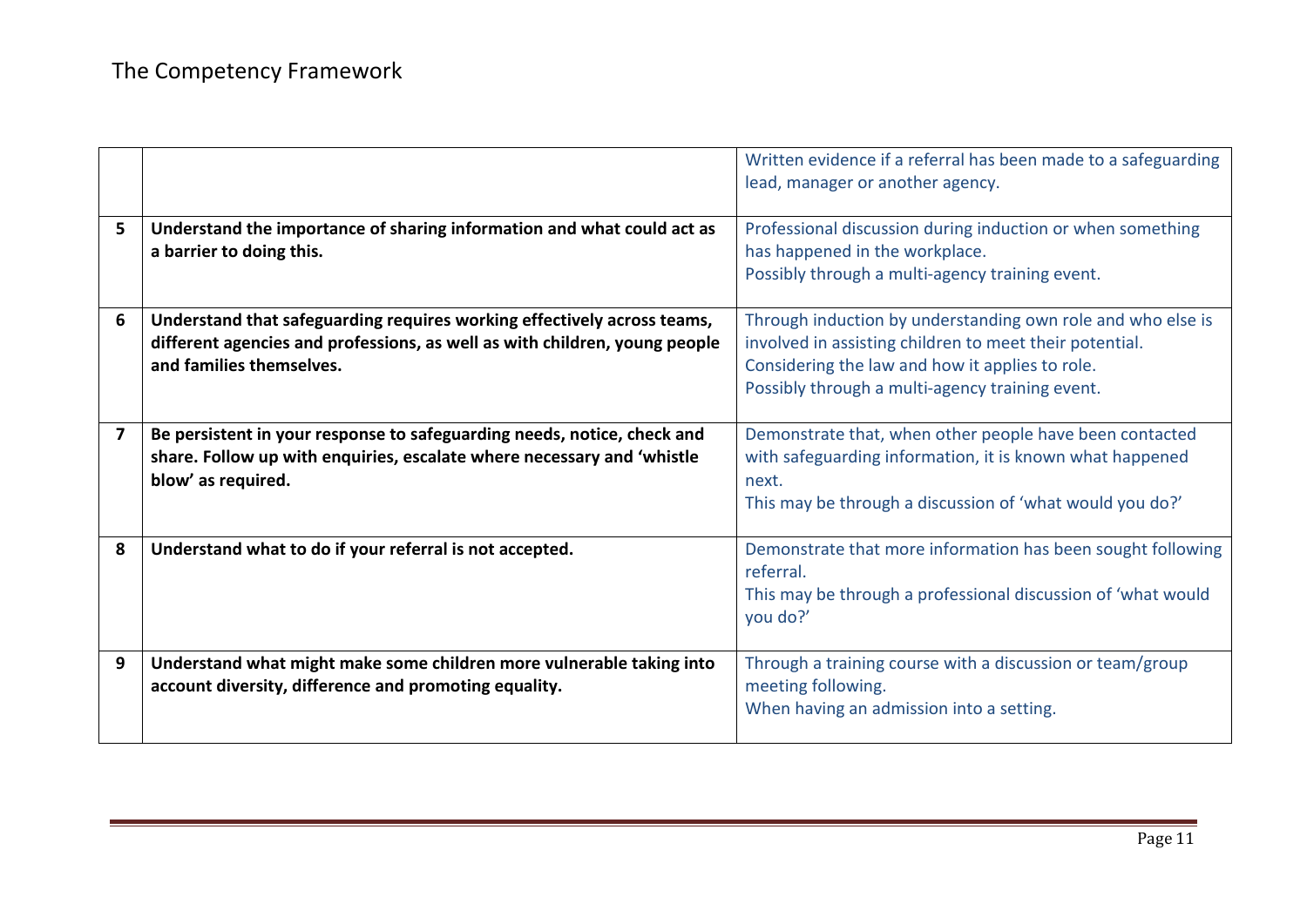## The Competency Framework

| | | |
|---|---|---|
| | | Written evidence if a referral has been made to a safeguarding lead, manager or another agency. |
| 5 | **Understand the importance of sharing information and what could act as a barrier to doing this.** | Professional discussion during induction or when something has happened in the workplace.<br>Possibly through a multi-agency training event. |
| 6 | **Understand that safeguarding requires working effectively across teams, different agencies and professions, as well as with children, young people and families themselves.** | Through induction by understanding own role and who else is involved in assisting children to meet their potential.<br>Considering the law and how it applies to role.<br>Possibly through a multi-agency training event. |
| 7 | **Be persistent in your response to safeguarding needs, notice, check and share. Follow up with enquiries, escalate where necessary and 'whistle blow' as required.** | Demonstrate that, when other people have been contacted with safeguarding information, it is known what happened next.<br>This may be through a discussion of 'what would you do?' |
| 8 | **Understand what to do if your referral is not accepted.** | Demonstrate that more information has been sought following referral.<br>This may be through a professional discussion of 'what would you do?' |
| 9 | **Understand what might make some children more vulnerable taking into account diversity, difference and promoting equality.** | Through a training course with a discussion or team/group meeting following.<br>When having an admission into a setting. |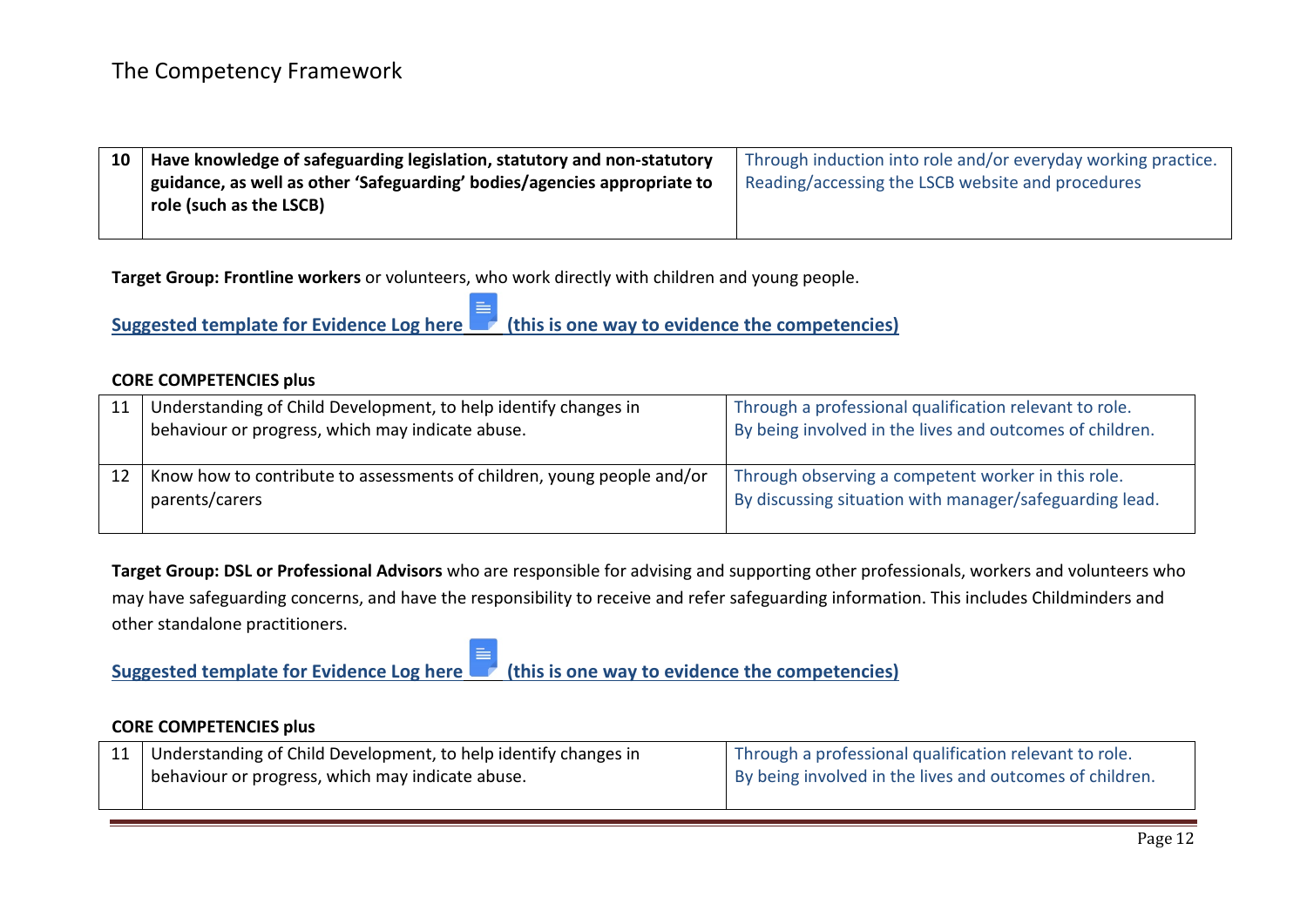| 10 | **Have knowledge of safeguarding legislation, statutory and non-statutory guidance, as well as other 'Safeguarding' bodies/agencies appropriate to role (such as the LSCB)** | Through induction into role and/or everyday working practice. Reading/accessing the LSCB website and procedures |
|---|---|---|

**Target Group: Frontline workers** or volunteers, who work directly with children and young people.

**Suggested template for Evidence Log here (this is one way to evidence the competencies)**

**CORE COMPETENCIES plus**

| 11 | Understanding of Child Development, to help identify changes in behaviour or progress, which may indicate abuse. | Through a professional qualification relevant to role. By being involved in the lives and outcomes of children. |
|---|---|---|
| 12 | Know how to contribute to assessments of children, young people and/or parents/carers | Through observing a competent worker in this role. By discussing situation with manager/safeguarding lead. |

**Target Group: DSL or Professional Advisors** who are responsible for advising and supporting other professionals, workers and volunteers who may have safeguarding concerns, and have the responsibility to receive and refer safeguarding information. This includes Childminders and other standalone practitioners.

**Suggested template for Evidence Log here (this is one way to evidence the competencies)**

**CORE COMPETENCIES plus**

| 11 | Understanding of Child Development, to help identify changes in behaviour or progress, which may indicate abuse. | Through a professional qualification relevant to role. By being involved in the lives and outcomes of children. |
|---|---|---|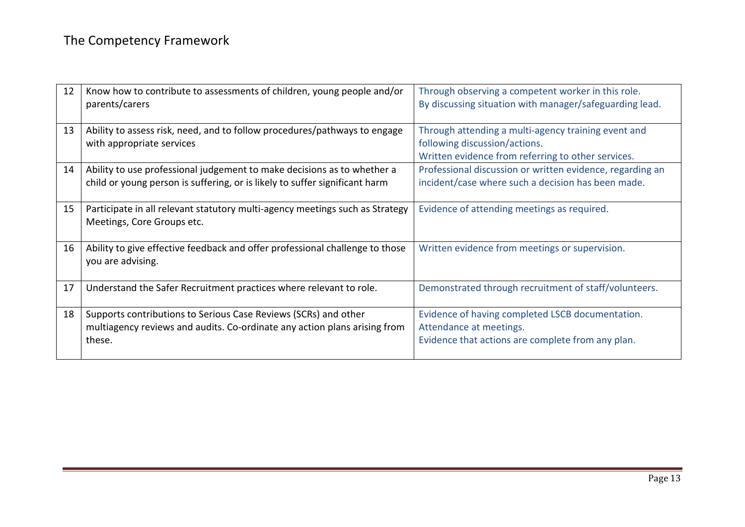# The Competency Framework

| | | |
|---|---|---|
| 12 | Know how to contribute to assessments of children, young people and/or parents/carers | Through observing a competent worker in this role.<br>By discussing situation with manager/safeguarding lead. |
| 13 | Ability to assess risk, need, and to follow procedures/pathways to engage with appropriate services | Through attending a multi-agency training event and following discussion/actions.<br>Written evidence from referring to other services. |
| 14 | Ability to use professional judgement to make decisions as to whether a child or young person is suffering, or is likely to suffer significant harm | Professional discussion or written evidence, regarding an incident/case where such a decision has been made. |
| 15 | Participate in all relevant statutory multi-agency meetings such as Strategy Meetings, Core Groups etc. | Evidence of attending meetings as required. |
| 16 | Ability to give effective feedback and offer professional challenge to those you are advising. | Written evidence from meetings or supervision. |
| 17 | Understand the Safer Recruitment practices where relevant to role. | Demonstrated through recruitment of staff/volunteers. |
| 18 | Supports contributions to Serious Case Reviews (SCRs) and other multiagency reviews and audits. Co-ordinate any action plans arising from these. | Evidence of having completed LSCB documentation.<br>Attendance at meetings.<br>Evidence that actions are complete from any plan. |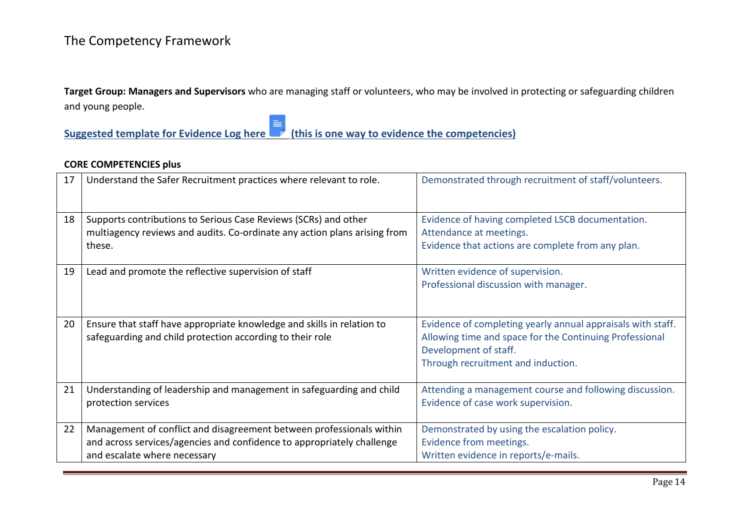# The Competency Framework

**Target Group: Managers and Supervisors** who are managing staff or volunteers, who may be involved in protecting or safeguarding children and young people.

**Suggested template for Evidence Log here (this is one way to evidence the competencies)**

**CORE COMPETENCIES plus**

| | | |
|---|---|---|
| 17 | Understand the Safer Recruitment practices where relevant to role. | Demonstrated through recruitment of staff/volunteers. |
| 18 | Supports contributions to Serious Case Reviews (SCRs) and other multiagency reviews and audits. Co-ordinate any action plans arising from these. | Evidence of having completed LSCB documentation.<br>Attendance at meetings.<br>Evidence that actions are complete from any plan. |
| 19 | Lead and promote the reflective supervision of staff | Written evidence of supervision.<br>Professional discussion with manager. |
| 20 | Ensure that staff have appropriate knowledge and skills in relation to safeguarding and child protection according to their role | Evidence of completing yearly annual appraisals with staff.<br>Allowing time and space for the Continuing Professional Development of staff.<br>Through recruitment and induction. |
| 21 | Understanding of leadership and management in safeguarding and child protection services | Attending a management course and following discussion.<br>Evidence of case work supervision. |
| 22 | Management of conflict and disagreement between professionals within and across services/agencies and confidence to appropriately challenge and escalate where necessary | Demonstrated by using the escalation policy.<br>Evidence from meetings.<br>Written evidence in reports/e-mails. |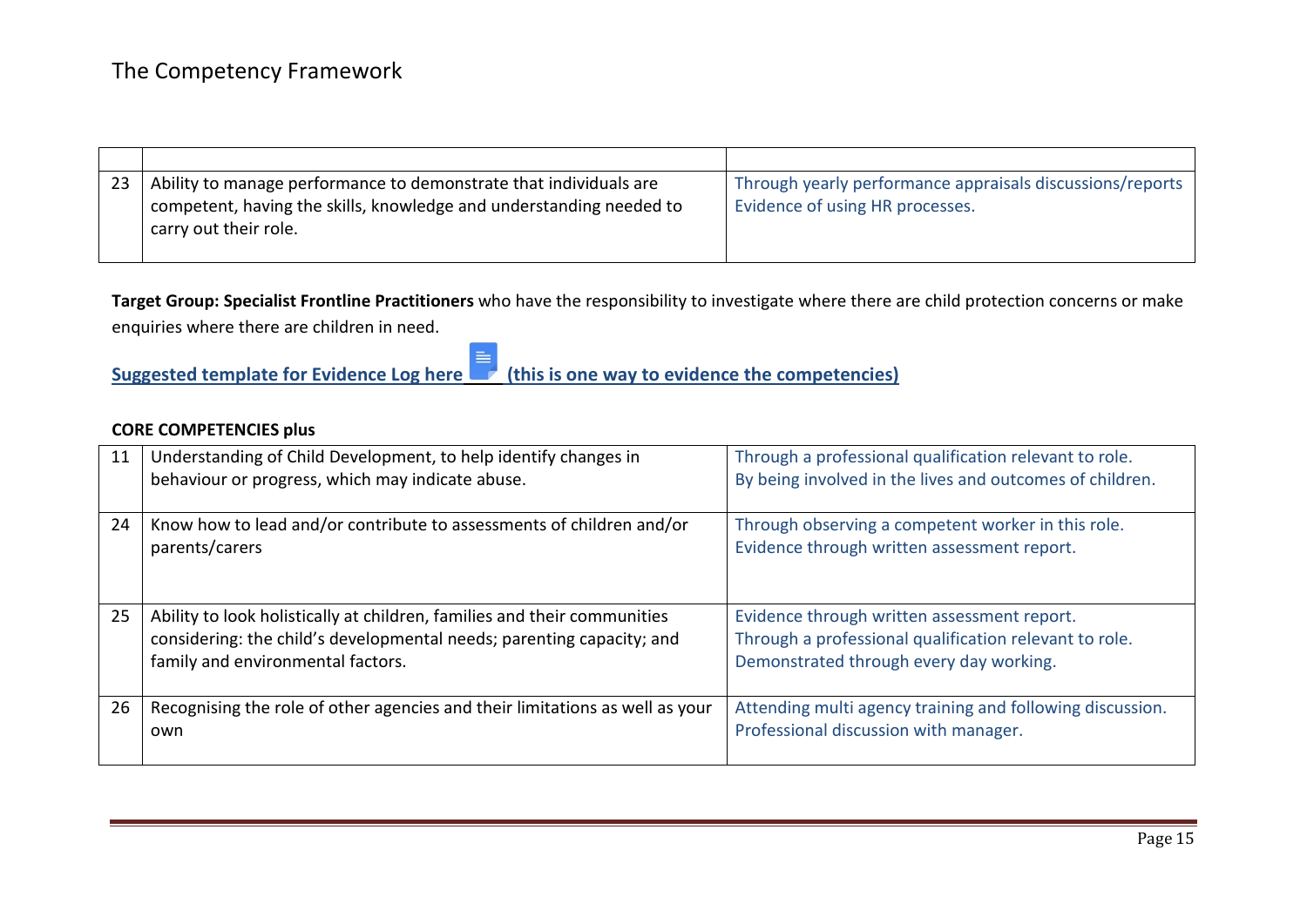# The Competency Framework

| | | |
|---|---|---|
| 23 | Ability to manage performance to demonstrate that individuals are competent, having the skills, knowledge and understanding needed to carry out their role. | Through yearly performance appraisals discussions/reports<br>Evidence of using HR processes. |

**Target Group: Specialist Frontline Practitioners** who have the responsibility to investigate where there are child protection concerns or make enquiries where there are children in need.

**Suggested template for Evidence Log here (this is one way to evidence the competencies)**

**CORE COMPETENCIES plus**

| | | |
|---|---|---|
| 11 | Understanding of Child Development, to help identify changes in behaviour or progress, which may indicate abuse. | Through a professional qualification relevant to role.<br>By being involved in the lives and outcomes of children. |
| 24 | Know how to lead and/or contribute to assessments of children and/or parents/carers | Through observing a competent worker in this role.<br>Evidence through written assessment report. |
| 25 | Ability to look holistically at children, families and their communities considering: the child's developmental needs; parenting capacity; and family and environmental factors. | Evidence through written assessment report.<br>Through a professional qualification relevant to role.<br>Demonstrated through every day working. |
| 26 | Recognising the role of other agencies and their limitations as well as your own | Attending multi agency training and following discussion.<br>Professional discussion with manager. |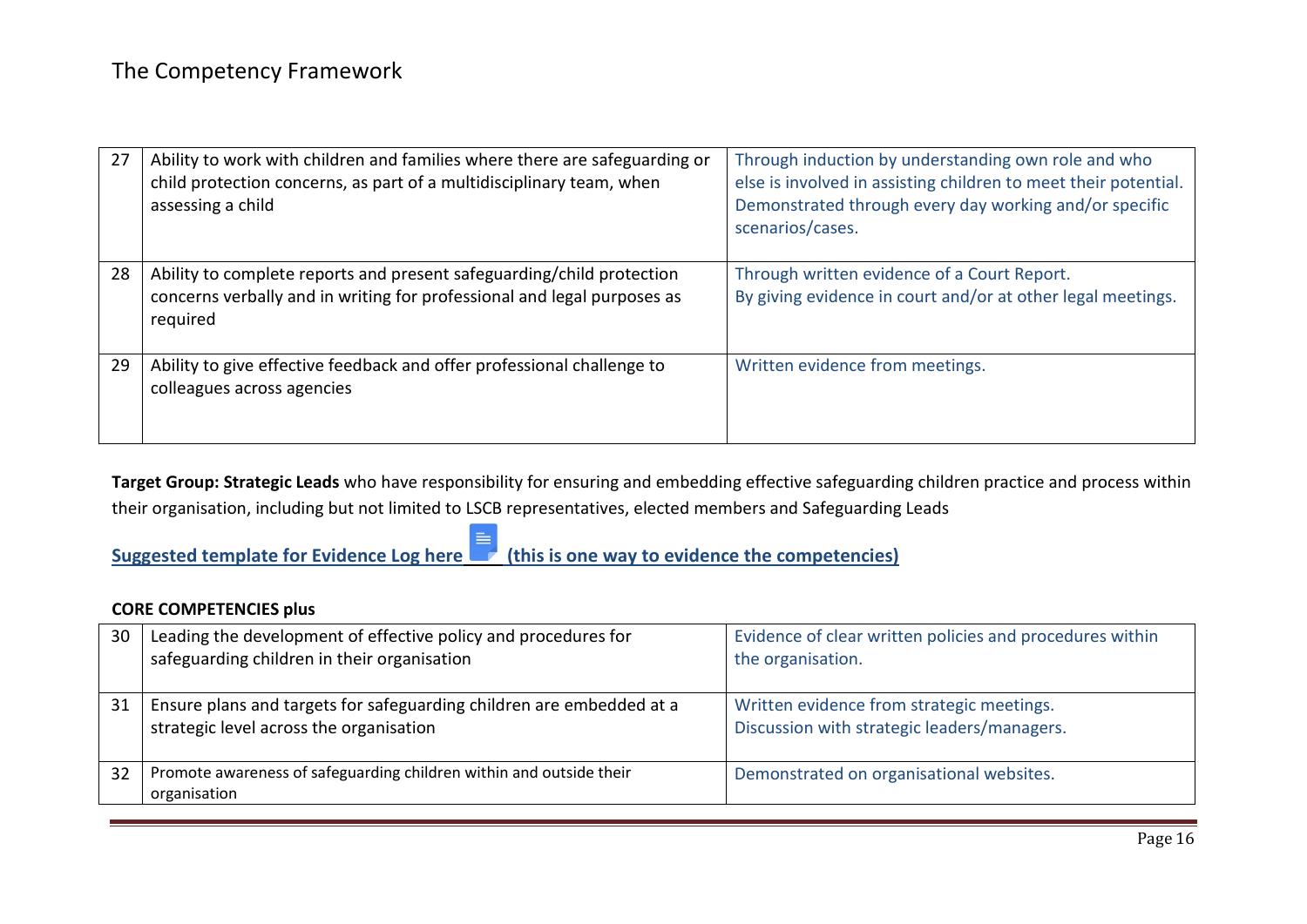| | | |
|---|---|---|
| 27 | Ability to work with children and families where there are safeguarding or child protection concerns, as part of a multidisciplinary team, when assessing a child | Through induction by understanding own role and who else is involved in assisting children to meet their potential. Demonstrated through every day working and/or specific scenarios/cases. |
| 28 | Ability to complete reports and present safeguarding/child protection concerns verbally and in writing for professional and legal purposes as required | Through written evidence of a Court Report. By giving evidence in court and/or at other legal meetings. |
| 29 | Ability to give effective feedback and offer professional challenge to colleagues across agencies | Written evidence from meetings. |

**Target Group: Strategic Leads** who have responsibility for ensuring and embedding effective safeguarding children practice and process within their organisation, including but not limited to LSCB representatives, elected members and Safeguarding Leads

**Suggested template for Evidence Log here (this is one way to evidence the competencies)**

**CORE COMPETENCIES plus**

| | | |
|---|---|---|
| 30 | Leading the development of effective policy and procedures for safeguarding children in their organisation | Evidence of clear written policies and procedures within the organisation. |
| 31 | Ensure plans and targets for safeguarding children are embedded at a strategic level across the organisation | Written evidence from strategic meetings. Discussion with strategic leaders/managers. |
| 32 | Promote awareness of safeguarding children within and outside their organisation | Demonstrated on organisational websites. |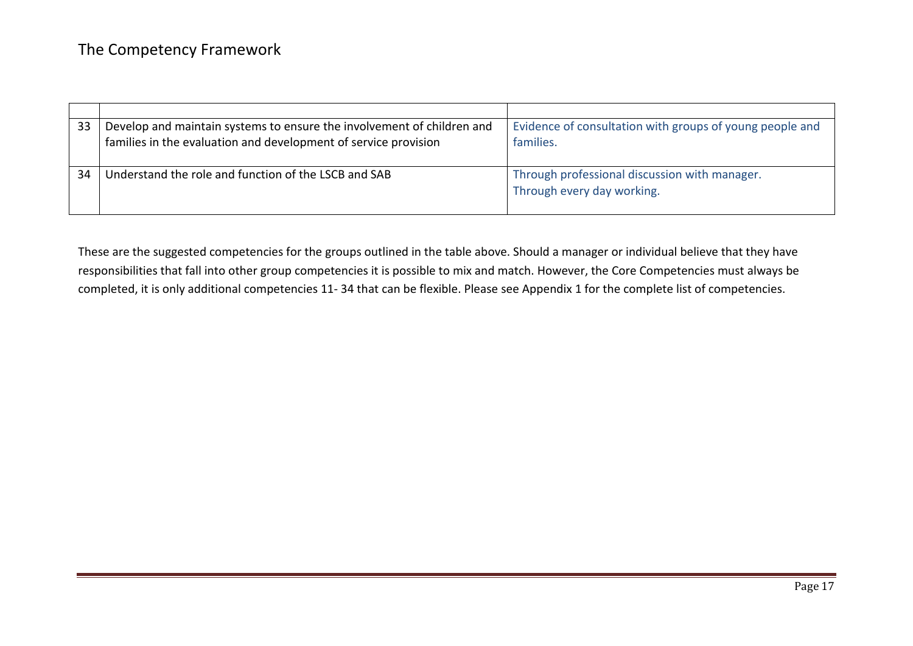| | | |
|---|---|---|
| 33 | Develop and maintain systems to ensure the involvement of children and families in the evaluation and development of service provision | Evidence of consultation with groups of young people and families. |
| 34 | Understand the role and function of the LSCB and SAB | Through professional discussion with manager.<br>Through every day working. |

These are the suggested competencies for the groups outlined in the table above. Should a manager or individual believe that they have responsibilities that fall into other group competencies it is possible to mix and match. However, the Core Competencies must always be completed, it is only additional competencies 11- 34 that can be flexible. Please see Appendix 1 for the complete list of competencies.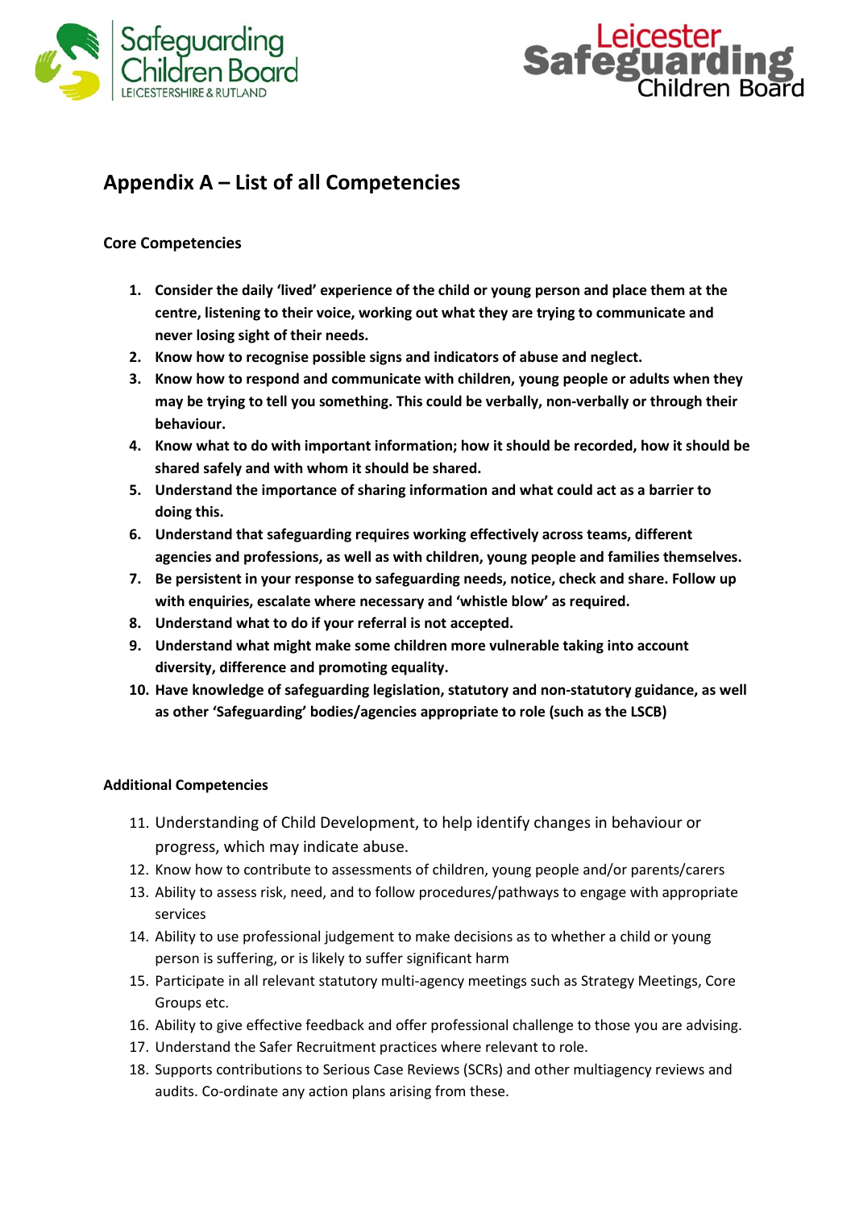## Appendix A – List of all Competencies

### Core Competencies

1. **Consider the daily 'lived' experience of the child or young person and place them at the centre, listening to their voice, working out what they are trying to communicate and never losing sight of their needs.**
2. **Know how to recognise possible signs and indicators of abuse and neglect.**
3. **Know how to respond and communicate with children, young people or adults when they may be trying to tell you something. This could be verbally, non-verbally or through their behaviour.**
4. **Know what to do with important information; how it should be recorded, how it should be shared safely and with whom it should be shared.**
5. **Understand the importance of sharing information and what could act as a barrier to doing this.**
6. **Understand that safeguarding requires working effectively across teams, different agencies and professions, as well as with children, young people and families themselves.**
7. **Be persistent in your response to safeguarding needs, notice, check and share. Follow up with enquiries, escalate where necessary and 'whistle blow' as required.**
8. **Understand what to do if your referral is not accepted.**
9. **Understand what might make some children more vulnerable taking into account diversity, difference and promoting equality.**
10. **Have knowledge of safeguarding legislation, statutory and non-statutory guidance, as well as other 'Safeguarding' bodies/agencies appropriate to role (such as the LSCB)**

### Additional Competencies

11. Understanding of Child Development, to help identify changes in behaviour or progress, which may indicate abuse.
12. Know how to contribute to assessments of children, young people and/or parents/carers
13. Ability to assess risk, need, and to follow procedures/pathways to engage with appropriate services
14. Ability to use professional judgement to make decisions as to whether a child or young person is suffering, or is likely to suffer significant harm
15. Participate in all relevant statutory multi-agency meetings such as Strategy Meetings, Core Groups etc.
16. Ability to give effective feedback and offer professional challenge to those you are advising.
17. Understand the Safer Recruitment practices where relevant to role.
18. Supports contributions to Serious Case Reviews (SCRs) and other multiagency reviews and audits. Co-ordinate any action plans arising from these.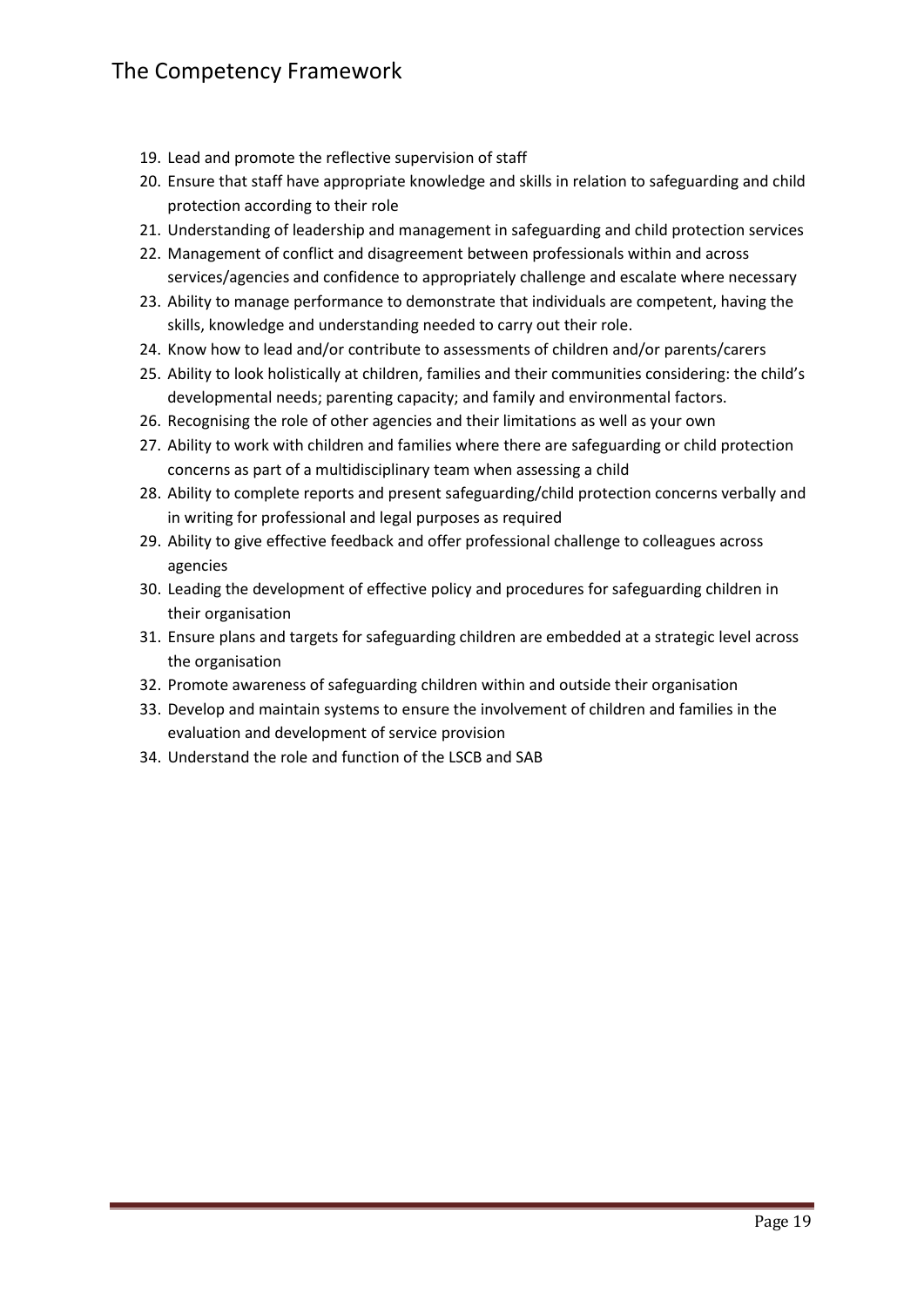19. Lead and promote the reflective supervision of staff
20. Ensure that staff have appropriate knowledge and skills in relation to safeguarding and child protection according to their role
21. Understanding of leadership and management in safeguarding and child protection services
22. Management of conflict and disagreement between professionals within and across services/agencies and confidence to appropriately challenge and escalate where necessary
23. Ability to manage performance to demonstrate that individuals are competent, having the skills, knowledge and understanding needed to carry out their role.
24. Know how to lead and/or contribute to assessments of children and/or parents/carers
25. Ability to look holistically at children, families and their communities considering: the child's developmental needs; parenting capacity; and family and environmental factors.
26. Recognising the role of other agencies and their limitations as well as your own
27. Ability to work with children and families where there are safeguarding or child protection concerns as part of a multidisciplinary team when assessing a child
28. Ability to complete reports and present safeguarding/child protection concerns verbally and in writing for professional and legal purposes as required
29. Ability to give effective feedback and offer professional challenge to colleagues across agencies
30. Leading the development of effective policy and procedures for safeguarding children in their organisation
31. Ensure plans and targets for safeguarding children are embedded at a strategic level across the organisation
32. Promote awareness of safeguarding children within and outside their organisation
33. Develop and maintain systems to ensure the involvement of children and families in the evaluation and development of service provision
34. Understand the role and function of the LSCB and SAB